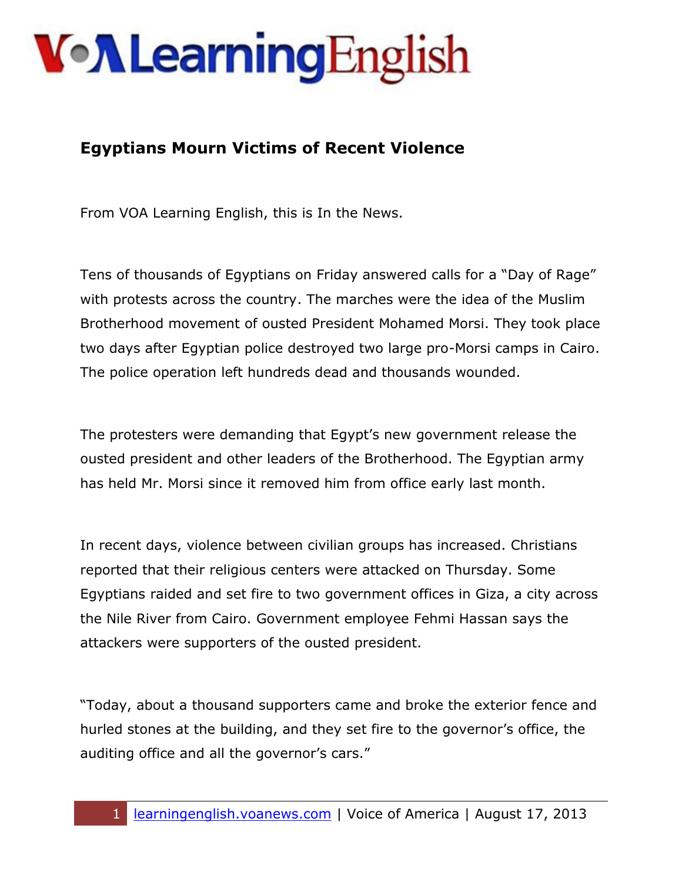# Egyptians Mourn Victims of Recent Violence

From VOA Learning English, this is In the News.

Tens of thousands of Egyptians on Friday answered calls for a "Day of Rage" with protests across the country. The marches were the idea of the Muslim Brotherhood movement of ousted President Mohamed Morsi. They took place two days after Egyptian police destroyed two large pro-Morsi camps in Cairo. The police operation left hundreds dead and thousands wounded.

The protesters were demanding that Egypt's new government release the ousted president and other leaders of the Brotherhood. The Egyptian army has held Mr. Morsi since it removed him from office early last month.

In recent days, violence between civilian groups has increased. Christians reported that their religious centers were attacked on Thursday. Some Egyptians raided and set fire to two government offices in Giza, a city across the Nile River from Cairo. Government employee Fehmi Hassan says the attackers were supporters of the ousted president.

"Today, about a thousand supporters came and broke the exterior fence and hurled stones at the building, and they set fire to the governor's office, the auditing office and all the governor's cars."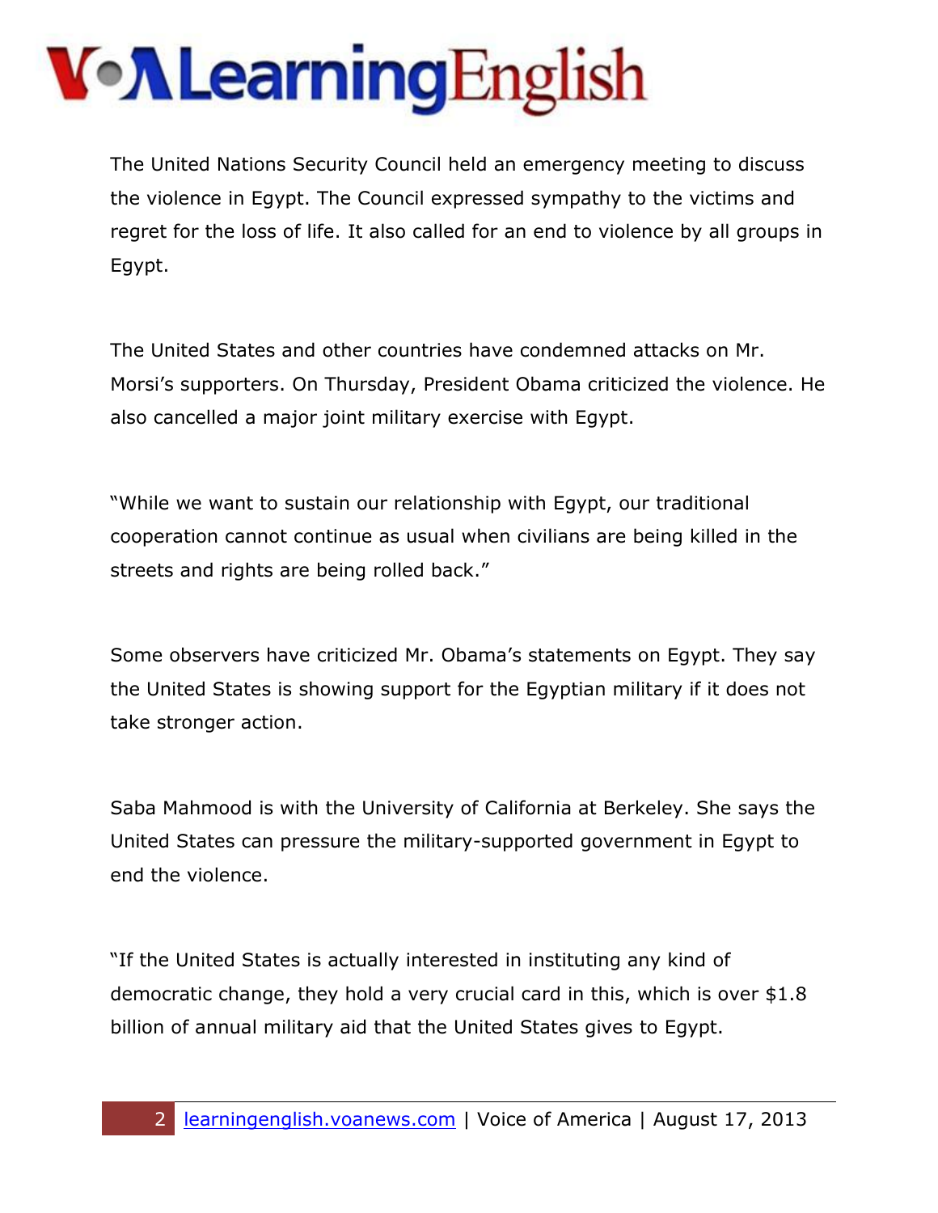The United Nations Security Council held an emergency meeting to discuss the violence in Egypt. The Council expressed sympathy to the victims and regret for the loss of life. It also called for an end to violence by all groups in Egypt.

The United States and other countries have condemned attacks on Mr. Morsi's supporters. On Thursday, President Obama criticized the violence. He also cancelled a major joint military exercise with Egypt.

"While we want to sustain our relationship with Egypt, our traditional cooperation cannot continue as usual when civilians are being killed in the streets and rights are being rolled back."

Some observers have criticized Mr. Obama's statements on Egypt. They say the United States is showing support for the Egyptian military if it does not take stronger action.

Saba Mahmood is with the University of California at Berkeley. She says the United States can pressure the military-supported government in Egypt to end the violence.

"If the United States is actually interested in instituting any kind of democratic change, they hold a very crucial card in this, which is over $1.8 billion of annual military aid that the United States gives to Egypt.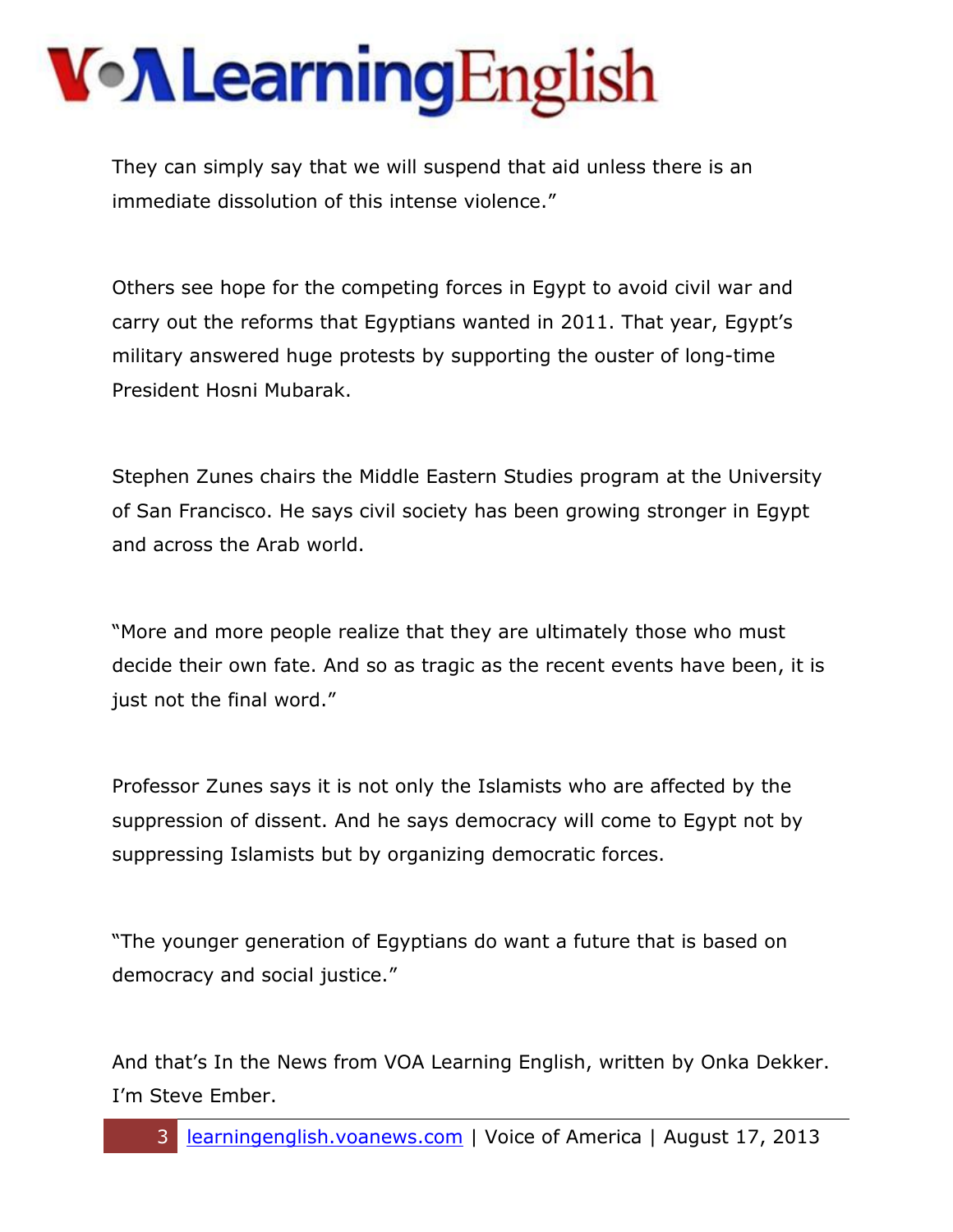They can simply say that we will suspend that aid unless there is an immediate dissolution of this intense violence."

Others see hope for the competing forces in Egypt to avoid civil war and carry out the reforms that Egyptians wanted in 2011. That year, Egypt's military answered huge protests by supporting the ouster of long-time President Hosni Mubarak.

Stephen Zunes chairs the Middle Eastern Studies program at the University of San Francisco. He says civil society has been growing stronger in Egypt and across the Arab world.

"More and more people realize that they are ultimately those who must decide their own fate. And so as tragic as the recent events have been, it is just not the final word."

Professor Zunes says it is not only the Islamists who are affected by the suppression of dissent. And he says democracy will come to Egypt not by suppressing Islamists but by organizing democratic forces.

"The younger generation of Egyptians do want a future that is based on democracy and social justice."

And that's In the News from VOA Learning English, written by Onka Dekker. I'm Steve Ember.